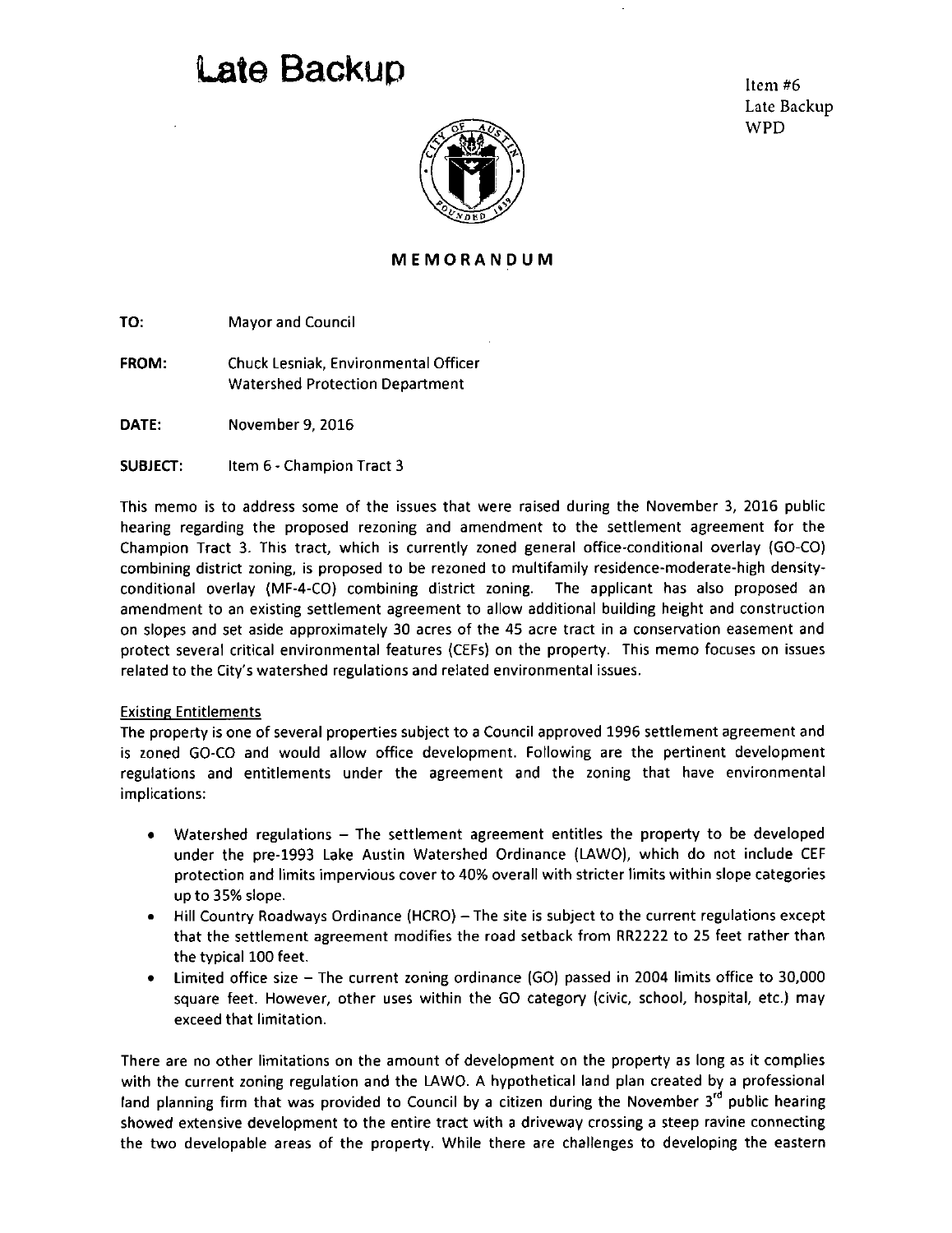# Late Backup

Item #6
Late Backup
WPD

**MEMORANDUM**

**TO:** Mayor and Council

**FROM:** Chuck Lesniak, Environmental Officer
Watershed Protection Department

**DATE:** November 9, 2016

**SUBJECT:** Item 6 - Champion Tract 3

This memo is to address some of the issues that were raised during the November 3, 2016 public hearing regarding the proposed rezoning and amendment to the settlement agreement for the Champion Tract 3. This tract, which is currently zoned general office-conditional overlay (GO-CO) combining district zoning, is proposed to be rezoned to multifamily residence-moderate-high density-conditional overlay (MF-4-CO) combining district zoning. The applicant has also proposed an amendment to an existing settlement agreement to allow additional building height and construction on slopes and set aside approximately 30 acres of the 45 acre tract in a conservation easement and protect several critical environmental features (CEFs) on the property. This memo focuses on issues related to the City's watershed regulations and related environmental issues.

Existing Entitlements

The property is one of several properties subject to a Council approved 1996 settlement agreement and is zoned GO-CO and would allow office development. Following are the pertinent development regulations and entitlements under the agreement and the zoning that have environmental implications:

- Watershed regulations – The settlement agreement entitles the property to be developed under the pre-1993 Lake Austin Watershed Ordinance (LAWO), which do not include CEF protection and limits impervious cover to 40% overall with stricter limits within slope categories up to 35% slope.
- Hill Country Roadways Ordinance (HCRO) – The site is subject to the current regulations except that the settlement agreement modifies the road setback from RR2222 to 25 feet rather than the typical 100 feet.
- Limited office size – The current zoning ordinance (GO) passed in 2004 limits office to 30,000 square feet. However, other uses within the GO category (civic, school, hospital, etc.) may exceed that limitation.

There are no other limitations on the amount of development on the property as long as it complies with the current zoning regulation and the LAWO. A hypothetical land plan created by a professional land planning firm that was provided to Council by a citizen during the November 3rd public hearing showed extensive development to the entire tract with a driveway crossing a steep ravine connecting the two developable areas of the property. While there are challenges to developing the eastern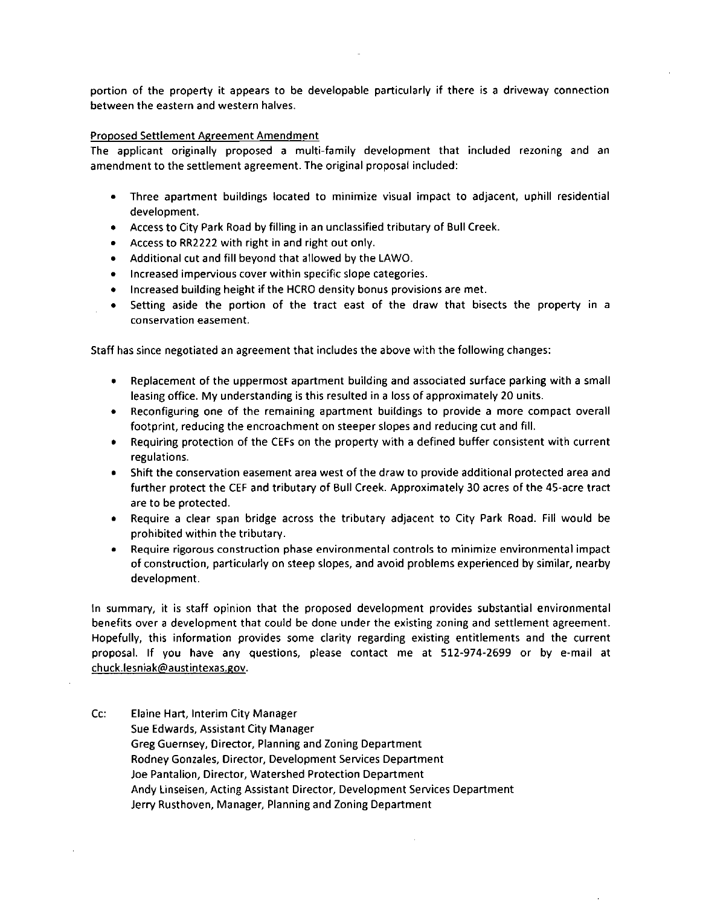portion of the property it appears to be developable particularly if there is a driveway connection between the eastern and western halves.

Proposed Settlement Agreement Amendment

The applicant originally proposed a multi-family development that included rezoning and an amendment to the settlement agreement. The original proposal included:

- Three apartment buildings located to minimize visual impact to adjacent, uphill residential development.
- Access to City Park Road by filling in an unclassified tributary of Bull Creek.
- Access to RR2222 with right in and right out only.
- Additional cut and fill beyond that allowed by the LAWO.
- Increased impervious cover within specific slope categories.
- Increased building height if the HCRO density bonus provisions are met.
- Setting aside the portion of the tract east of the draw that bisects the property in a conservation easement.

Staff has since negotiated an agreement that includes the above with the following changes:

- Replacement of the uppermost apartment building and associated surface parking with a small leasing office. My understanding is this resulted in a loss of approximately 20 units.
- Reconfiguring one of the remaining apartment buildings to provide a more compact overall footprint, reducing the encroachment on steeper slopes and reducing cut and fill.
- Requiring protection of the CEFs on the property with a defined buffer consistent with current regulations.
- Shift the conservation easement area west of the draw to provide additional protected area and further protect the CEF and tributary of Bull Creek. Approximately 30 acres of the 45-acre tract are to be protected.
- Require a clear span bridge across the tributary adjacent to City Park Road. Fill would be prohibited within the tributary.
- Require rigorous construction phase environmental controls to minimize environmental impact of construction, particularly on steep slopes, and avoid problems experienced by similar, nearby development.

In summary, it is staff opinion that the proposed development provides substantial environmental benefits over a development that could be done under the existing zoning and settlement agreement. Hopefully, this information provides some clarity regarding existing entitlements and the current proposal. If you have any questions, please contact me at 512-974-2699 or by e-mail at chuck.lesniak@austintexas.gov.

Cc: Elaine Hart, Interim City Manager
Sue Edwards, Assistant City Manager
Greg Guernsey, Director, Planning and Zoning Department
Rodney Gonzales, Director, Development Services Department
Joe Pantalion, Director, Watershed Protection Department
Andy Linseisen, Acting Assistant Director, Development Services Department
Jerry Rusthoven, Manager, Planning and Zoning Department